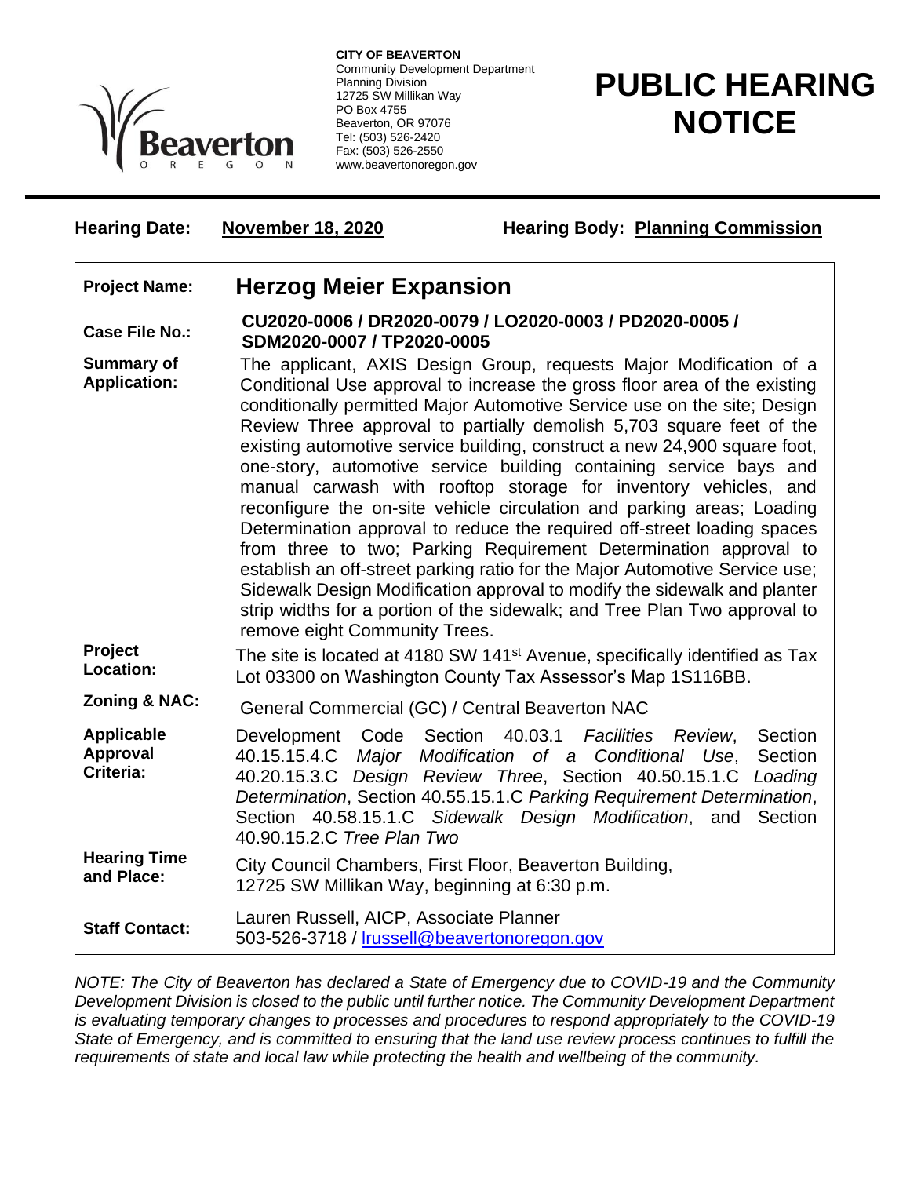**CITY OF BEAVERTON**
Community Development Department
Planning Division
12725 SW Millikan Way
PO Box 4755
Beaverton, OR 97076
Tel: (503) 526-2420
Fax: (503) 526-2550
www.beavertonoregon.gov

# PUBLIC HEARING NOTICE

**Hearing Date:** **November 18, 2020** **Hearing Body:** **Planning Commission**

| | |
|---|---|
| **Project Name:** | **Herzog Meier Expansion** |
| **Case File No.:** | **CU2020-0006 / DR2020-0079 / LO2020-0003 / PD2020-0005 / SDM2020-0007 / TP2020-0005** |
| **Summary of Application:** | The applicant, AXIS Design Group, requests Major Modification of a Conditional Use approval to increase the gross floor area of the existing conditionally permitted Major Automotive Service use on the site; Design Review Three approval to partially demolish 5,703 square feet of the existing automotive service building, construct a new 24,900 square foot, one-story, automotive service building containing service bays and manual carwash with rooftop storage for inventory vehicles, and reconfigure the on-site vehicle circulation and parking areas; Loading Determination approval to reduce the required off-street loading spaces from three to two; Parking Requirement Determination approval to establish an off-street parking ratio for the Major Automotive Service use; Sidewalk Design Modification approval to modify the sidewalk and planter strip widths for a portion of the sidewalk; and Tree Plan Two approval to remove eight Community Trees. |
| **Project Location:** | The site is located at 4180 SW 141st Avenue, specifically identified as Tax Lot 03300 on Washington County Tax Assessor's Map 1S116BB. |
| **Zoning & NAC:** | General Commercial (GC) / Central Beaverton NAC |
| **Applicable Approval Criteria:** | Development Code Section 40.03.1 *Facilities Review*, Section 40.15.15.4.C *Major Modification of a Conditional Use*, Section 40.20.15.3.C *Design Review Three*, Section 40.50.15.1.C *Loading Determination*, Section 40.55.15.1.C *Parking Requirement Determination*, Section 40.58.15.1.C *Sidewalk Design Modification*, and Section 40.90.15.2.C *Tree Plan Two* |
| **Hearing Time and Place:** | City Council Chambers, First Floor, Beaverton Building, 12725 SW Millikan Way, beginning at 6:30 p.m. |
| **Staff Contact:** | Lauren Russell, AICP, Associate Planner 503-526-3718 / lrussell@beavertonoregon.gov |

*NOTE: The City of Beaverton has declared a State of Emergency due to COVID-19 and the Community Development Division is closed to the public until further notice. The Community Development Department is evaluating temporary changes to processes and procedures to respond appropriately to the COVID-19 State of Emergency, and is committed to ensuring that the land use review process continues to fulfill the requirements of state and local law while protecting the health and wellbeing of the community.*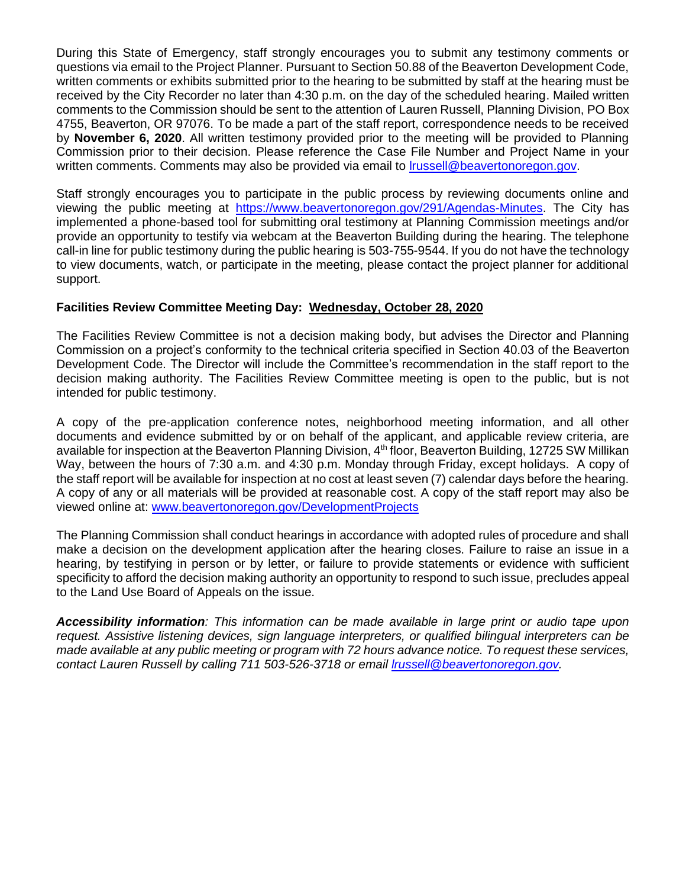During this State of Emergency, staff strongly encourages you to submit any testimony comments or questions via email to the Project Planner. Pursuant to Section 50.88 of the Beaverton Development Code, written comments or exhibits submitted prior to the hearing to be submitted by staff at the hearing must be received by the City Recorder no later than 4:30 p.m. on the day of the scheduled hearing. Mailed written comments to the Commission should be sent to the attention of Lauren Russell, Planning Division, PO Box 4755, Beaverton, OR 97076. To be made a part of the staff report, correspondence needs to be received by **November 6, 2020**. All written testimony provided prior to the meeting will be provided to Planning Commission prior to their decision. Please reference the Case File Number and Project Name in your written comments. Comments may also be provided via email to [lrussell@beavertonoregon.gov](mailto:lrussell@beavertonoregon.gov).

Staff strongly encourages you to participate in the public process by reviewing documents online and viewing the public meeting at [https://www.beavertonoregon.gov/291/Agendas-Minutes](https://www.beavertonoregon.gov/291/Agendas-Minutes). The City has implemented a phone-based tool for submitting oral testimony at Planning Commission meetings and/or provide an opportunity to testify via webcam at the Beaverton Building during the hearing. The telephone call-in line for public testimony during the public hearing is 503-755-9544. If you do not have the technology to view documents, watch, or participate in the meeting, please contact the project planner for additional support.

**Facilities Review Committee Meeting Day: Wednesday, October 28, 2020**

The Facilities Review Committee is not a decision making body, but advises the Director and Planning Commission on a project's conformity to the technical criteria specified in Section 40.03 of the Beaverton Development Code. The Director will include the Committee's recommendation in the staff report to the decision making authority. The Facilities Review Committee meeting is open to the public, but is not intended for public testimony.

A copy of the pre-application conference notes, neighborhood meeting information, and all other documents and evidence submitted by or on behalf of the applicant, and applicable review criteria, are available for inspection at the Beaverton Planning Division, 4th floor, Beaverton Building, 12725 SW Millikan Way, between the hours of 7:30 a.m. and 4:30 p.m. Monday through Friday, except holidays. A copy of the staff report will be available for inspection at no cost at least seven (7) calendar days before the hearing. A copy of any or all materials will be provided at reasonable cost. A copy of the staff report may also be viewed online at: [www.beavertonoregon.gov/DevelopmentProjects](http://www.beavertonoregon.gov/DevelopmentProjects)

The Planning Commission shall conduct hearings in accordance with adopted rules of procedure and shall make a decision on the development application after the hearing closes. Failure to raise an issue in a hearing, by testifying in person or by letter, or failure to provide statements or evidence with sufficient specificity to afford the decision making authority an opportunity to respond to such issue, precludes appeal to the Land Use Board of Appeals on the issue.

***Accessibility information**: This information can be made available in large print or audio tape upon request. Assistive listening devices, sign language interpreters, or qualified bilingual interpreters can be made available at any public meeting or program with 72 hours advance notice. To request these services, contact Lauren Russell by calling 711 503-526-3718 or email [lrussell@beavertonoregon.gov](mailto:lrussell@beavertonoregon.gov).*